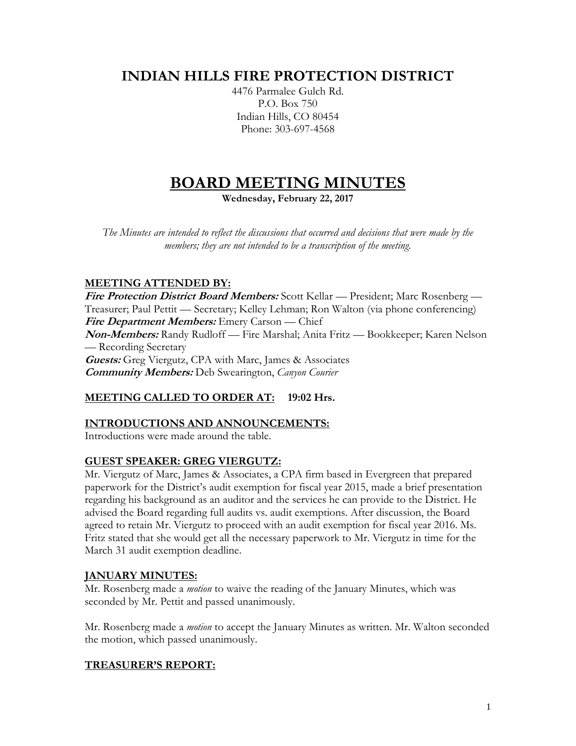# INDIAN HILLS FIRE PROTECTION DISTRICT

4476 Parmalee Gulch Rd.
P.O. Box 750
Indian Hills, CO 80454
Phone: 303-697-4568

# BOARD MEETING MINUTES

**Wednesday, February 22, 2017**

*The Minutes are intended to reflect the discussions that occurred and decisions that were made by the members; they are not intended to be a transcription of the meeting.*

## MEETING ATTENDED BY:

***Fire Protection District Board Members:*** Scott Kellar — President; Marc Rosenberg — Treasurer; Paul Pettit — Secretary; Kelley Lehman; Ron Walton (via phone conferencing)
***Fire Department Members:*** Emery Carson — Chief
***Non-Members:*** Randy Rudloff — Fire Marshal; Anita Fritz — Bookkeeper; Karen Nelson — Recording Secretary
***Guests:*** Greg Viergutz, CPA with Marc, James & Associates
***Community Members:*** Deb Swearington, *Canyon Courier*

## MEETING CALLED TO ORDER AT: 19:02 Hrs.

## INTRODUCTIONS AND ANNOUNCEMENTS:

Introductions were made around the table.

## GUEST SPEAKER: GREG VIERGUTZ:

Mr. Viergutz of Marc, James & Associates, a CPA firm based in Evergreen that prepared paperwork for the District's audit exemption for fiscal year 2015, made a brief presentation regarding his background as an auditor and the services he can provide to the District. He advised the Board regarding full audits vs. audit exemptions. After discussion, the Board agreed to retain Mr. Viergutz to proceed with an audit exemption for fiscal year 2016. Ms. Fritz stated that she would get all the necessary paperwork to Mr. Viergutz in time for the March 31 audit exemption deadline.

## JANUARY MINUTES:

Mr. Rosenberg made a *motion* to waive the reading of the January Minutes, which was seconded by Mr. Pettit and passed unanimously.

Mr. Rosenberg made a *motion* to accept the January Minutes as written. Mr. Walton seconded the motion, which passed unanimously.

## TREASURER'S REPORT: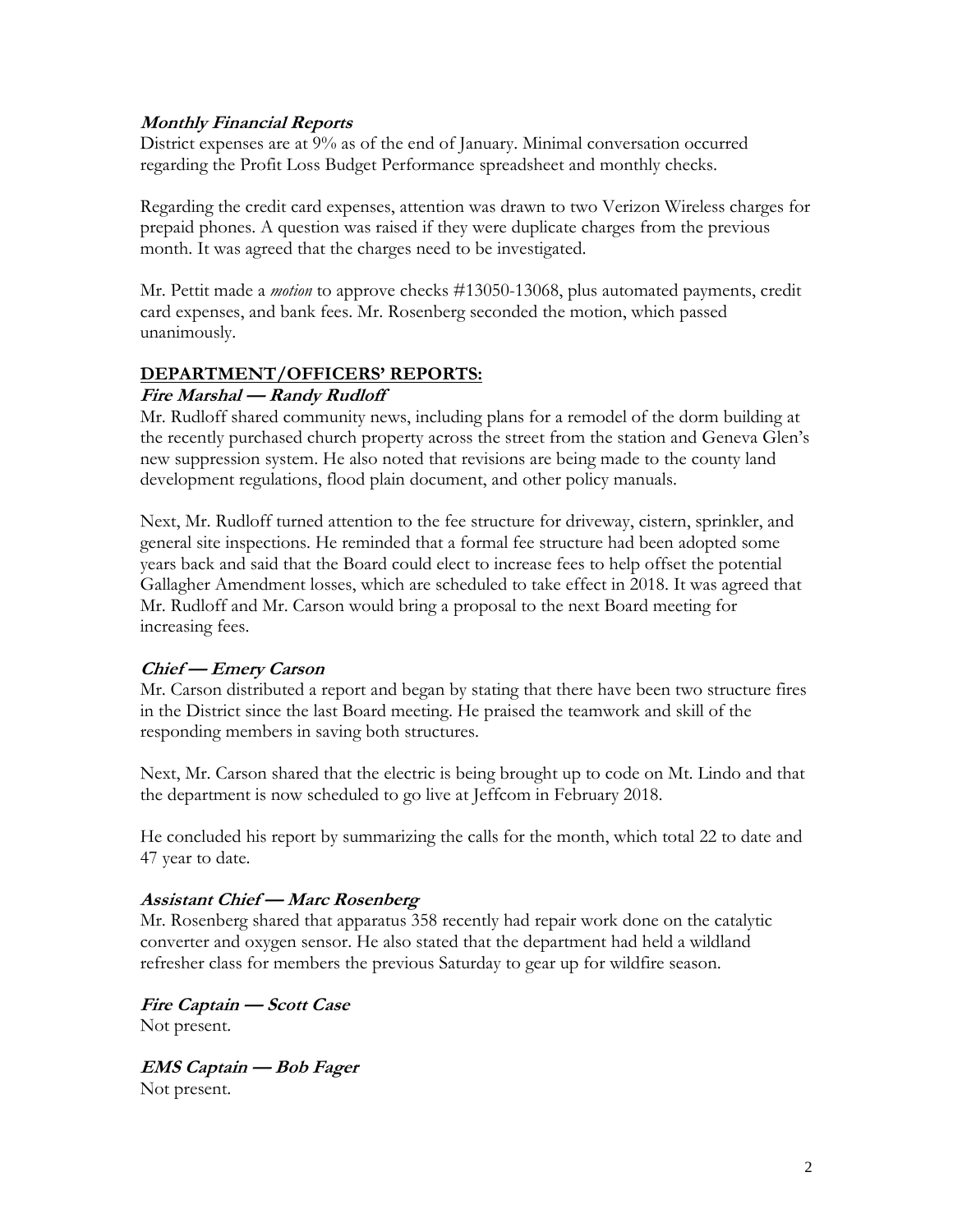***Monthly Financial Reports***

District expenses are at 9% as of the end of January. Minimal conversation occurred regarding the Profit Loss Budget Performance spreadsheet and monthly checks.

Regarding the credit card expenses, attention was drawn to two Verizon Wireless charges for prepaid phones. A question was raised if they were duplicate charges from the previous month. It was agreed that the charges need to be investigated.

Mr. Pettit made a *motion* to approve checks #13050-13068, plus automated payments, credit card expenses, and bank fees. Mr. Rosenberg seconded the motion, which passed unanimously.

## DEPARTMENT/OFFICERS' REPORTS:

***Fire Marshal — Randy Rudloff***

Mr. Rudloff shared community news, including plans for a remodel of the dorm building at the recently purchased church property across the street from the station and Geneva Glen's new suppression system. He also noted that revisions are being made to the county land development regulations, flood plain document, and other policy manuals.

Next, Mr. Rudloff turned attention to the fee structure for driveway, cistern, sprinkler, and general site inspections. He reminded that a formal fee structure had been adopted some years back and said that the Board could elect to increase fees to help offset the potential Gallagher Amendment losses, which are scheduled to take effect in 2018. It was agreed that Mr. Rudloff and Mr. Carson would bring a proposal to the next Board meeting for increasing fees.

***Chief — Emery Carson***

Mr. Carson distributed a report and began by stating that there have been two structure fires in the District since the last Board meeting. He praised the teamwork and skill of the responding members in saving both structures.

Next, Mr. Carson shared that the electric is being brought up to code on Mt. Lindo and that the department is now scheduled to go live at Jeffcom in February 2018.

He concluded his report by summarizing the calls for the month, which total 22 to date and 47 year to date.

***Assistant Chief — Marc Rosenberg***

Mr. Rosenberg shared that apparatus 358 recently had repair work done on the catalytic converter and oxygen sensor. He also stated that the department had held a wildland refresher class for members the previous Saturday to gear up for wildfire season.

***Fire Captain — Scott Case***

Not present.

***EMS Captain — Bob Fager***

Not present.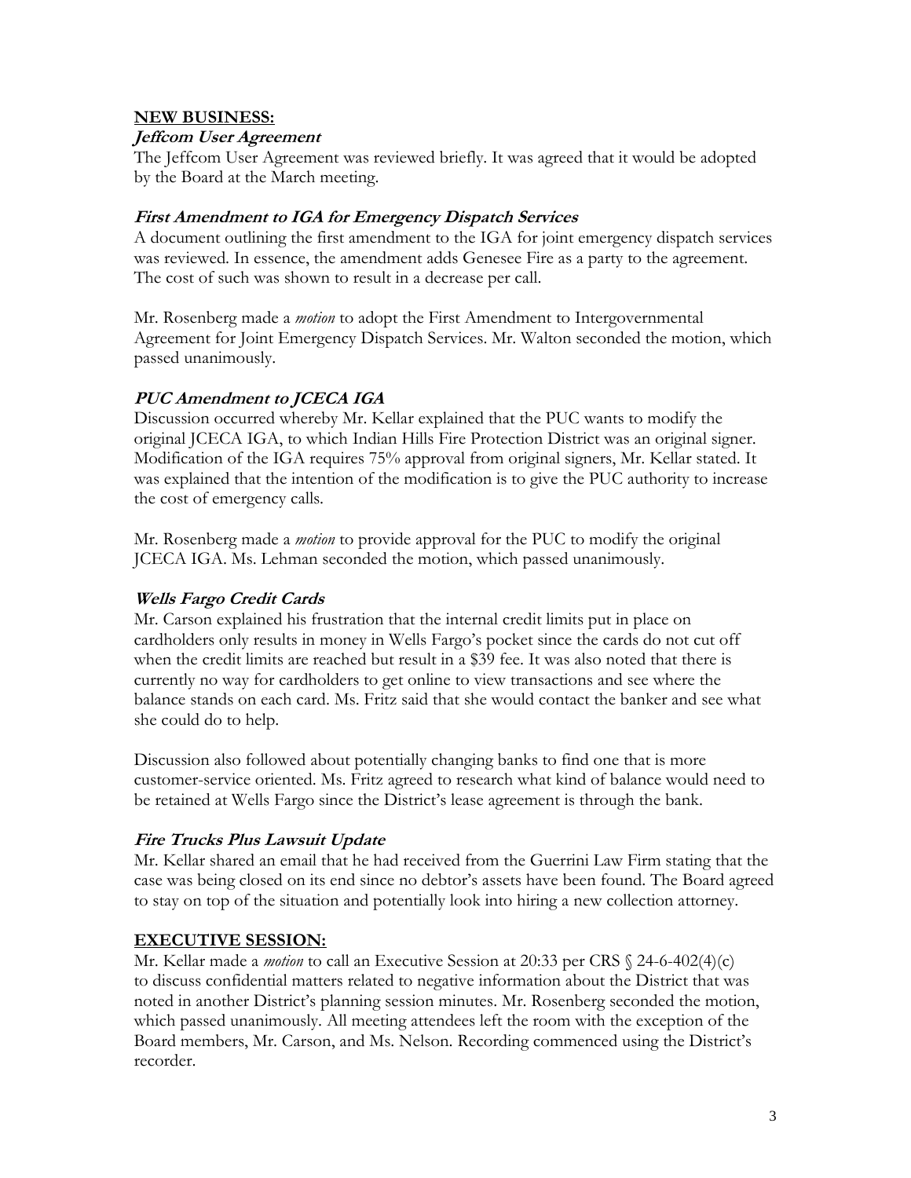## NEW BUSINESS:

### *Jeffcom User Agreement*

The Jeffcom User Agreement was reviewed briefly. It was agreed that it would be adopted by the Board at the March meeting.

### *First Amendment to IGA for Emergency Dispatch Services*

A document outlining the first amendment to the IGA for joint emergency dispatch services was reviewed. In essence, the amendment adds Genesee Fire as a party to the agreement. The cost of such was shown to result in a decrease per call.

Mr. Rosenberg made a *motion* to adopt the First Amendment to Intergovernmental Agreement for Joint Emergency Dispatch Services. Mr. Walton seconded the motion, which passed unanimously.

### *PUC Amendment to JCECA IGA*

Discussion occurred whereby Mr. Kellar explained that the PUC wants to modify the original JCECA IGA, to which Indian Hills Fire Protection District was an original signer. Modification of the IGA requires 75% approval from original signers, Mr. Kellar stated. It was explained that the intention of the modification is to give the PUC authority to increase the cost of emergency calls.

Mr. Rosenberg made a *motion* to provide approval for the PUC to modify the original JCECA IGA. Ms. Lehman seconded the motion, which passed unanimously.

### *Wells Fargo Credit Cards*

Mr. Carson explained his frustration that the internal credit limits put in place on cardholders only results in money in Wells Fargo's pocket since the cards do not cut off when the credit limits are reached but result in a $39 fee. It was also noted that there is currently no way for cardholders to get online to view transactions and see where the balance stands on each card. Ms. Fritz said that she would contact the banker and see what she could do to help.

Discussion also followed about potentially changing banks to find one that is more customer-service oriented. Ms. Fritz agreed to research what kind of balance would need to be retained at Wells Fargo since the District's lease agreement is through the bank.

### *Fire Trucks Plus Lawsuit Update*

Mr. Kellar shared an email that he had received from the Guerrini Law Firm stating that the case was being closed on its end since no debtor's assets have been found. The Board agreed to stay on top of the situation and potentially look into hiring a new collection attorney.

## EXECUTIVE SESSION:

Mr. Kellar made a *motion* to call an Executive Session at 20:33 per CRS § 24-6-402(4)(c) to discuss confidential matters related to negative information about the District that was noted in another District's planning session minutes. Mr. Rosenberg seconded the motion, which passed unanimously. All meeting attendees left the room with the exception of the Board members, Mr. Carson, and Ms. Nelson. Recording commenced using the District's recorder.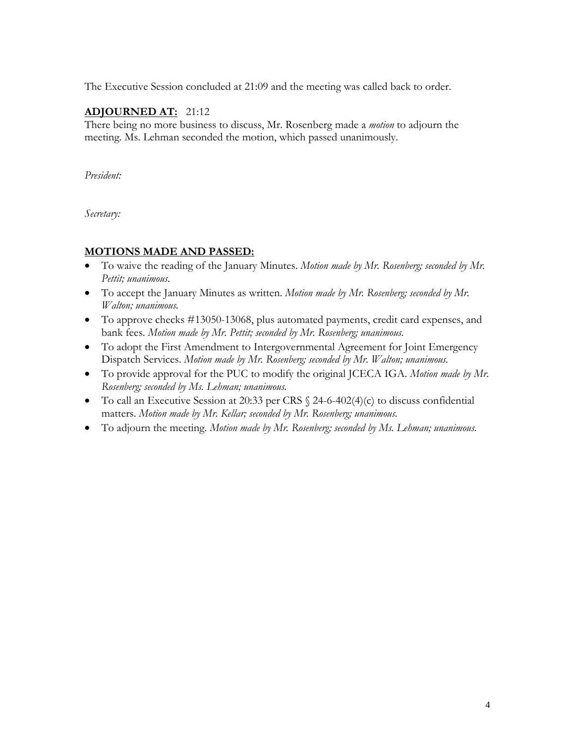The Executive Session concluded at 21:09 and the meeting was called back to order.

## **ADJOURNED AT:** 21:12

There being no more business to discuss, Mr. Rosenberg made a *motion* to adjourn the meeting. Ms. Lehman seconded the motion, which passed unanimously.

*President:*

*Secretary:*

## **MOTIONS MADE AND PASSED:**

- To waive the reading of the January Minutes. *Motion made by Mr. Rosenberg; seconded by Mr. Pettit; unanimous.*
- To accept the January Minutes as written. *Motion made by Mr. Rosenberg; seconded by Mr. Walton; unanimous.*
- To approve checks #13050-13068, plus automated payments, credit card expenses, and bank fees. *Motion made by Mr. Pettit; seconded by Mr. Rosenberg; unanimous.*
- To adopt the First Amendment to Intergovernmental Agreement for Joint Emergency Dispatch Services. *Motion made by Mr. Rosenberg; seconded by Mr. Walton; unanimous.*
- To provide approval for the PUC to modify the original JCECA IGA. *Motion made by Mr. Rosenberg; seconded by Ms. Lehman; unanimous.*
- To call an Executive Session at 20:33 per CRS § 24-6-402(4)(c) to discuss confidential matters. *Motion made by Mr. Kellar; seconded by Mr. Rosenberg; unanimous.*
- To adjourn the meeting. *Motion made by Mr. Rosenberg; seconded by Ms. Lehman; unanimous.*